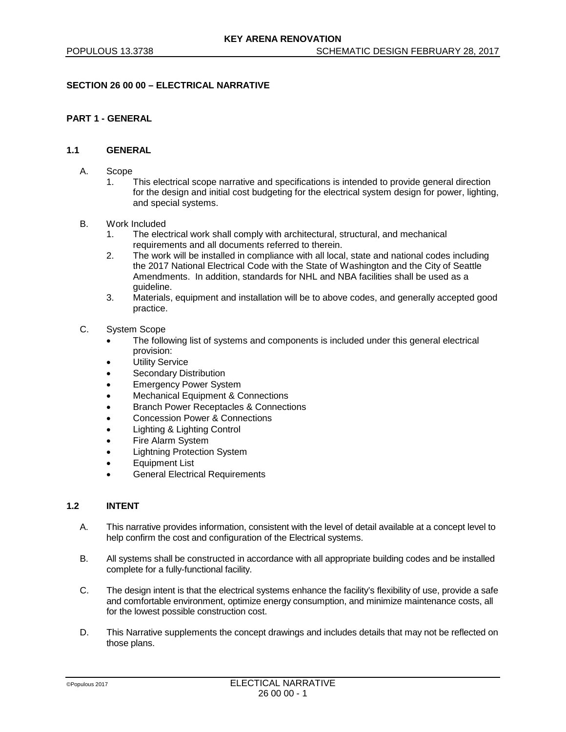# SECTION 26 00 00 – ELECTRICAL NARRATIVE

## PART 1 - GENERAL

### 1.1 GENERAL

A. Scope
   1. This electrical scope narrative and specifications is intended to provide general direction for the design and initial cost budgeting for the electrical system design for power, lighting, and special systems.

B. Work Included
   1. The electrical work shall comply with architectural, structural, and mechanical requirements and all documents referred to therein.
   2. The work will be installed in compliance with all local, state and national codes including the 2017 National Electrical Code with the State of Washington and the City of Seattle Amendments. In addition, standards for NHL and NBA facilities shall be used as a guideline.
   3. Materials, equipment and installation will be to above codes, and generally accepted good practice.

C. System Scope
   - The following list of systems and components is included under this general electrical provision:
   - Utility Service
   - Secondary Distribution
   - Emergency Power System
   - Mechanical Equipment & Connections
   - Branch Power Receptacles & Connections
   - Concession Power & Connections
   - Lighting & Lighting Control
   - Fire Alarm System
   - Lightning Protection System
   - Equipment List
   - General Electrical Requirements

### 1.2 INTENT

A. This narrative provides information, consistent with the level of detail available at a concept level to help confirm the cost and configuration of the Electrical systems.

B. All systems shall be constructed in accordance with all appropriate building codes and be installed complete for a fully-functional facility.

C. The design intent is that the electrical systems enhance the facility's flexibility of use, provide a safe and comfortable environment, optimize energy consumption, and minimize maintenance costs, all for the lowest possible construction cost.

D. This Narrative supplements the concept drawings and includes details that may not be reflected on those plans.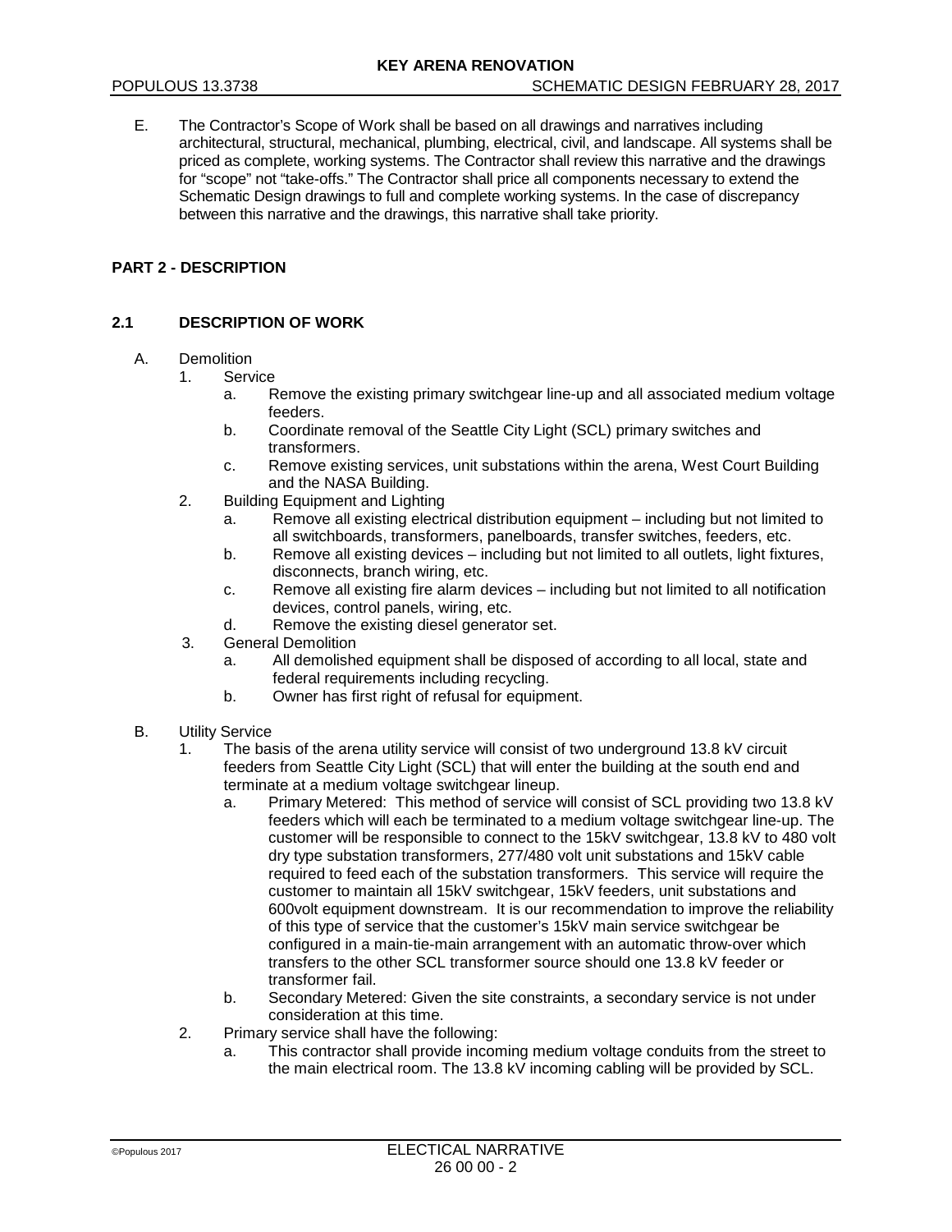E. The Contractor's Scope of Work shall be based on all drawings and narratives including architectural, structural, mechanical, plumbing, electrical, civil, and landscape. All systems shall be priced as complete, working systems. The Contractor shall review this narrative and the drawings for "scope" not "take-offs." The Contractor shall price all components necessary to extend the Schematic Design drawings to full and complete working systems. In the case of discrepancy between this narrative and the drawings, this narrative shall take priority.

## PART 2 - DESCRIPTION

### 2.1 DESCRIPTION OF WORK

A. Demolition
   1. Service
      a. Remove the existing primary switchgear line-up and all associated medium voltage feeders.
      b. Coordinate removal of the Seattle City Light (SCL) primary switches and transformers.
      c. Remove existing services, unit substations within the arena, West Court Building and the NASA Building.
   2. Building Equipment and Lighting
      a. Remove all existing electrical distribution equipment – including but not limited to all switchboards, transformers, panelboards, transfer switches, feeders, etc.
      b. Remove all existing devices – including but not limited to all outlets, light fixtures, disconnects, branch wiring, etc.
      c. Remove all existing fire alarm devices – including but not limited to all notification devices, control panels, wiring, etc.
      d. Remove the existing diesel generator set.
   3. General Demolition
      a. All demolished equipment shall be disposed of according to all local, state and federal requirements including recycling.
      b. Owner has first right of refusal for equipment.

B. Utility Service
   1. The basis of the arena utility service will consist of two underground 13.8 kV circuit feeders from Seattle City Light (SCL) that will enter the building at the south end and terminate at a medium voltage switchgear lineup.
      a. Primary Metered: This method of service will consist of SCL providing two 13.8 kV feeders which will each be terminated to a medium voltage switchgear line-up. The customer will be responsible to connect to the 15kV switchgear, 13.8 kV to 480 volt dry type substation transformers, 277/480 volt unit substations and 15kV cable required to feed each of the substation transformers. This service will require the customer to maintain all 15kV switchgear, 15kV feeders, unit substations and 600volt equipment downstream. It is our recommendation to improve the reliability of this type of service that the customer's 15kV main service switchgear be configured in a main-tie-main arrangement with an automatic throw-over which transfers to the other SCL transformer source should one 13.8 kV feeder or transformer fail.
      b. Secondary Metered: Given the site constraints, a secondary service is not under consideration at this time.
   2. Primary service shall have the following:
      a. This contractor shall provide incoming medium voltage conduits from the street to the main electrical room. The 13.8 kV incoming cabling will be provided by SCL.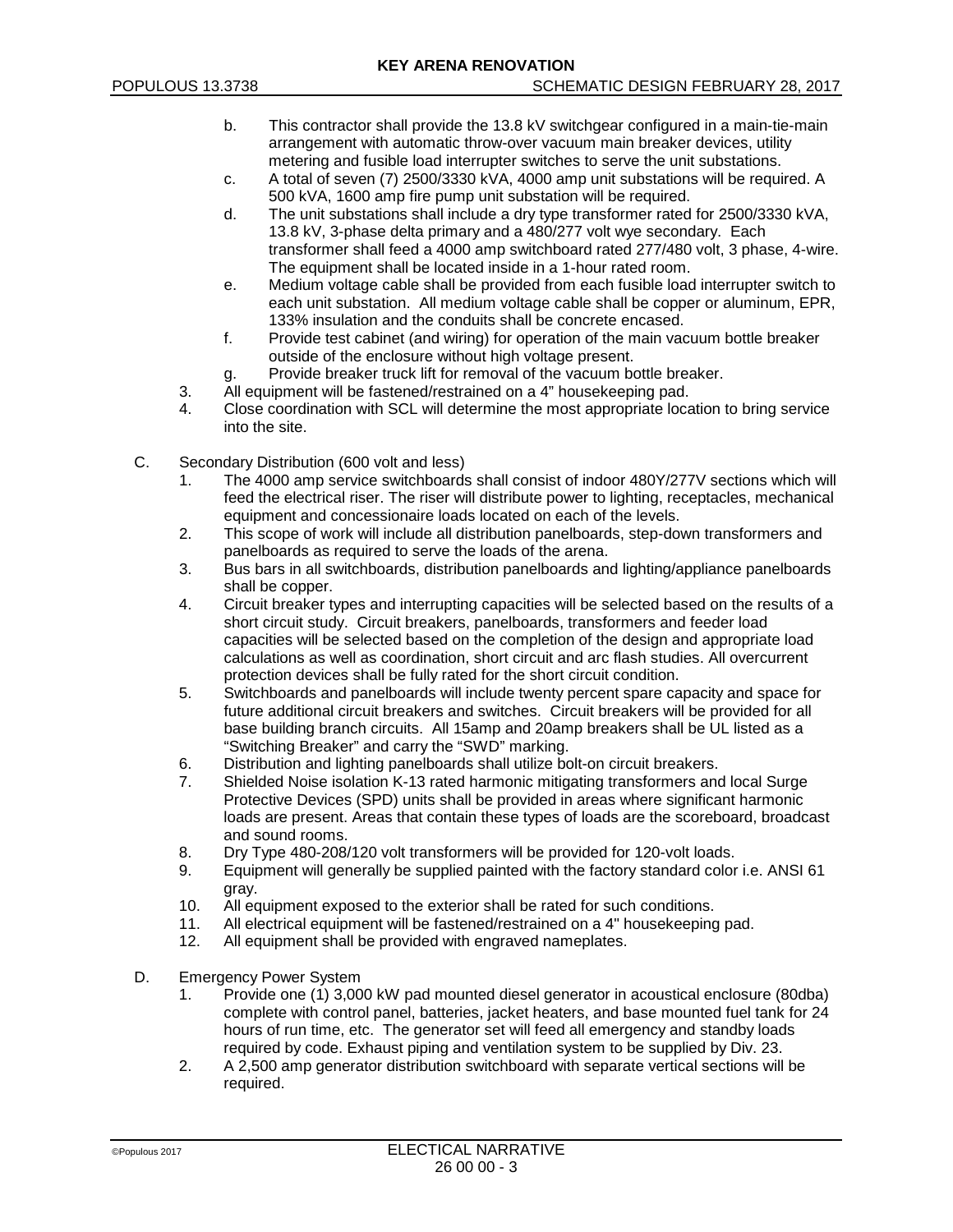b. This contractor shall provide the 13.8 kV switchgear configured in a main-tie-main arrangement with automatic throw-over vacuum main breaker devices, utility metering and fusible load interrupter switches to serve the unit substations.

c. A total of seven (7) 2500/3330 kVA, 4000 amp unit substations will be required. A 500 kVA, 1600 amp fire pump unit substation will be required.

d. The unit substations shall include a dry type transformer rated for 2500/3330 kVA, 13.8 kV, 3-phase delta primary and a 480/277 volt wye secondary. Each transformer shall feed a 4000 amp switchboard rated 277/480 volt, 3 phase, 4-wire. The equipment shall be located inside in a 1-hour rated room.

e. Medium voltage cable shall be provided from each fusible load interrupter switch to each unit substation. All medium voltage cable shall be copper or aluminum, EPR, 133% insulation and the conduits shall be concrete encased.

f. Provide test cabinet (and wiring) for operation of the main vacuum bottle breaker outside of the enclosure without high voltage present.

g. Provide breaker truck lift for removal of the vacuum bottle breaker.

3. All equipment will be fastened/restrained on a 4" housekeeping pad.
4. Close coordination with SCL will determine the most appropriate location to bring service into the site.

C. Secondary Distribution (600 volt and less)

1. The 4000 amp service switchboards shall consist of indoor 480Y/277V sections which will feed the electrical riser. The riser will distribute power to lighting, receptacles, mechanical equipment and concessionaire loads located on each of the levels.
2. This scope of work will include all distribution panelboards, step-down transformers and panelboards as required to serve the loads of the arena.
3. Bus bars in all switchboards, distribution panelboards and lighting/appliance panelboards shall be copper.
4. Circuit breaker types and interrupting capacities will be selected based on the results of a short circuit study. Circuit breakers, panelboards, transformers and feeder load capacities will be selected based on the completion of the design and appropriate load calculations as well as coordination, short circuit and arc flash studies. All overcurrent protection devices shall be fully rated for the short circuit condition.
5. Switchboards and panelboards will include twenty percent spare capacity and space for future additional circuit breakers and switches. Circuit breakers will be provided for all base building branch circuits. All 15amp and 20amp breakers shall be UL listed as a "Switching Breaker" and carry the "SWD" marking.
6. Distribution and lighting panelboards shall utilize bolt-on circuit breakers.
7. Shielded Noise isolation K-13 rated harmonic mitigating transformers and local Surge Protective Devices (SPD) units shall be provided in areas where significant harmonic loads are present. Areas that contain these types of loads are the scoreboard, broadcast and sound rooms.
8. Dry Type 480-208/120 volt transformers will be provided for 120-volt loads.
9. Equipment will generally be supplied painted with the factory standard color i.e. ANSI 61 gray.
10. All equipment exposed to the exterior shall be rated for such conditions.
11. All electrical equipment will be fastened/restrained on a 4" housekeeping pad.
12. All equipment shall be provided with engraved nameplates.

D. Emergency Power System

1. Provide one (1) 3,000 kW pad mounted diesel generator in acoustical enclosure (80dba) complete with control panel, batteries, jacket heaters, and base mounted fuel tank for 24 hours of run time, etc. The generator set will feed all emergency and standby loads required by code. Exhaust piping and ventilation system to be supplied by Div. 23.
2. A 2,500 amp generator distribution switchboard with separate vertical sections will be required.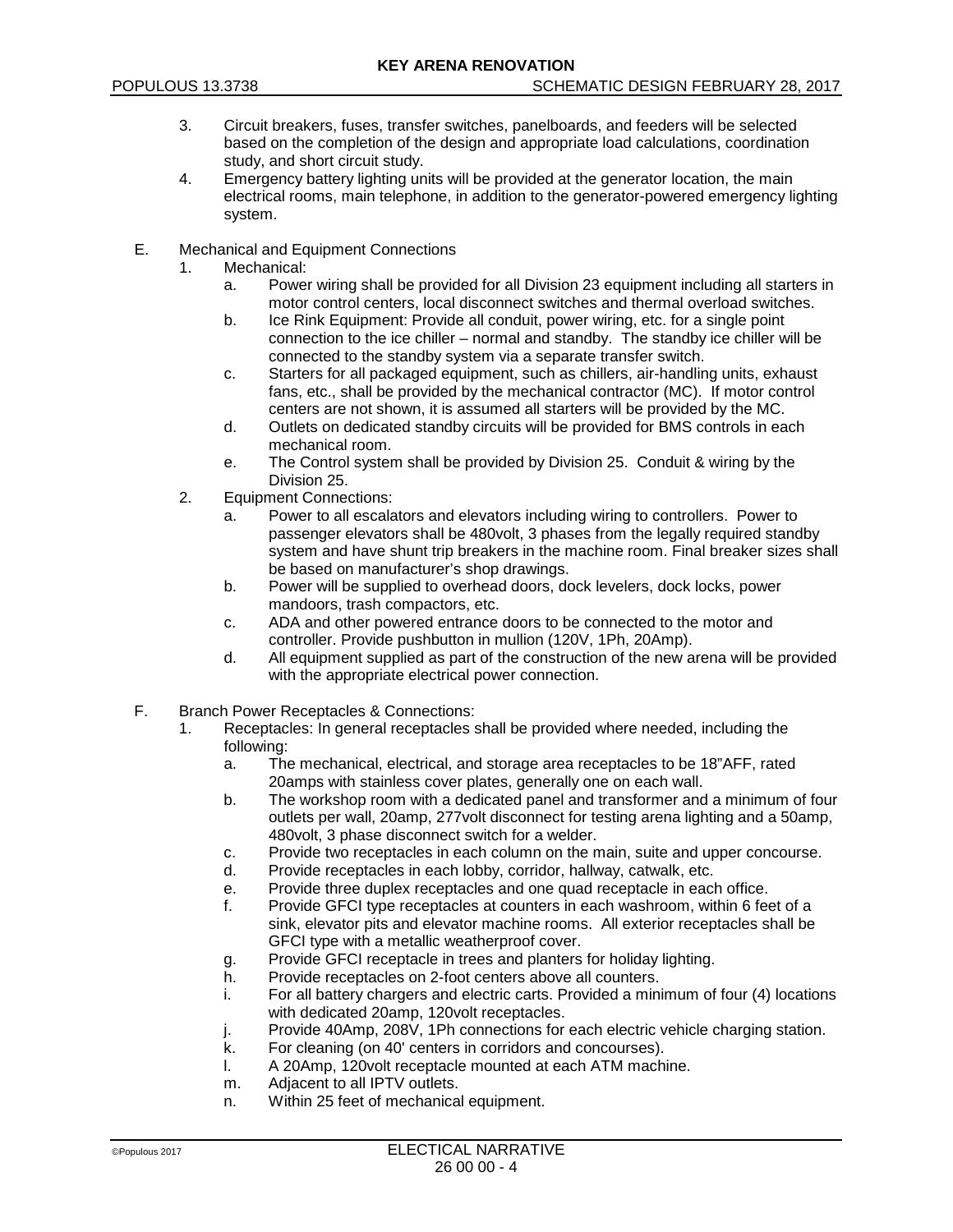3. Circuit breakers, fuses, transfer switches, panelboards, and feeders will be selected based on the completion of the design and appropriate load calculations, coordination study, and short circuit study.
4. Emergency battery lighting units will be provided at the generator location, the main electrical rooms, main telephone, in addition to the generator-powered emergency lighting system.

E. Mechanical and Equipment Connections
   1. Mechanical:
      a. Power wiring shall be provided for all Division 23 equipment including all starters in motor control centers, local disconnect switches and thermal overload switches.
      b. Ice Rink Equipment: Provide all conduit, power wiring, etc. for a single point connection to the ice chiller – normal and standby. The standby ice chiller will be connected to the standby system via a separate transfer switch.
      c. Starters for all packaged equipment, such as chillers, air-handling units, exhaust fans, etc., shall be provided by the mechanical contractor (MC). If motor control centers are not shown, it is assumed all starters will be provided by the MC.
      d. Outlets on dedicated standby circuits will be provided for BMS controls in each mechanical room.
      e. The Control system shall be provided by Division 25. Conduit & wiring by the Division 25.
   2. Equipment Connections:
      a. Power to all escalators and elevators including wiring to controllers. Power to passenger elevators shall be 480volt, 3 phases from the legally required standby system and have shunt trip breakers in the machine room. Final breaker sizes shall be based on manufacturer's shop drawings.
      b. Power will be supplied to overhead doors, dock levelers, dock locks, power mandoors, trash compactors, etc.
      c. ADA and other powered entrance doors to be connected to the motor and controller. Provide pushbutton in mullion (120V, 1Ph, 20Amp).
      d. All equipment supplied as part of the construction of the new arena will be provided with the appropriate electrical power connection.

F. Branch Power Receptacles & Connections:
   1. Receptacles: In general receptacles shall be provided where needed, including the following:
      a. The mechanical, electrical, and storage area receptacles to be 18"AFF, rated 20amps with stainless cover plates, generally one on each wall.
      b. The workshop room with a dedicated panel and transformer and a minimum of four outlets per wall, 20amp, 277volt disconnect for testing arena lighting and a 50amp, 480volt, 3 phase disconnect switch for a welder.
      c. Provide two receptacles in each column on the main, suite and upper concourse.
      d. Provide receptacles in each lobby, corridor, hallway, catwalk, etc.
      e. Provide three duplex receptacles and one quad receptacle in each office.
      f. Provide GFCI type receptacles at counters in each washroom, within 6 feet of a sink, elevator pits and elevator machine rooms. All exterior receptacles shall be GFCI type with a metallic weatherproof cover.
      g. Provide GFCI receptacle in trees and planters for holiday lighting.
      h. Provide receptacles on 2-foot centers above all counters.
      i. For all battery chargers and electric carts. Provided a minimum of four (4) locations with dedicated 20amp, 120volt receptacles.
      j. Provide 40Amp, 208V, 1Ph connections for each electric vehicle charging station.
      k. For cleaning (on 40' centers in corridors and concourses).
      l. A 20Amp, 120volt receptacle mounted at each ATM machine.
      m. Adjacent to all IPTV outlets.
      n. Within 25 feet of mechanical equipment.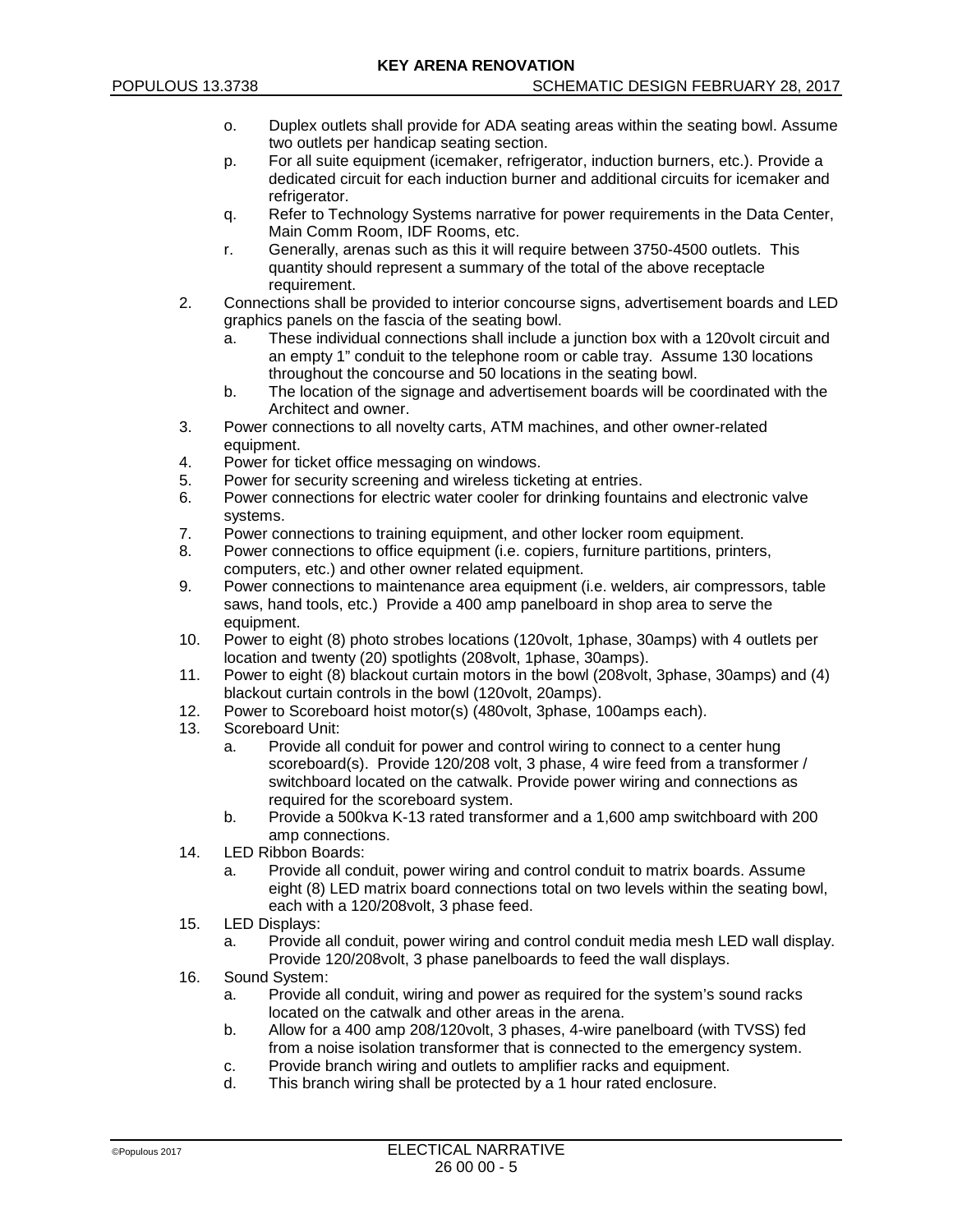o. Duplex outlets shall provide for ADA seating areas within the seating bowl. Assume two outlets per handicap seating section.
p. For all suite equipment (icemaker, refrigerator, induction burners, etc.). Provide a dedicated circuit for each induction burner and additional circuits for icemaker and refrigerator.
q. Refer to Technology Systems narrative for power requirements in the Data Center, Main Comm Room, IDF Rooms, etc.
r. Generally, arenas such as this it will require between 3750-4500 outlets. This quantity should represent a summary of the total of the above receptacle requirement.

2. Connections shall be provided to interior concourse signs, advertisement boards and LED graphics panels on the fascia of the seating bowl.
   a. These individual connections shall include a junction box with a 120volt circuit and an empty 1" conduit to the telephone room or cable tray. Assume 130 locations throughout the concourse and 50 locations in the seating bowl.
   b. The location of the signage and advertisement boards will be coordinated with the Architect and owner.
3. Power connections to all novelty carts, ATM machines, and other owner-related equipment.
4. Power for ticket office messaging on windows.
5. Power for security screening and wireless ticketing at entries.
6. Power connections for electric water cooler for drinking fountains and electronic valve systems.
7. Power connections to training equipment, and other locker room equipment.
8. Power connections to office equipment (i.e. copiers, furniture partitions, printers, computers, etc.) and other owner related equipment.
9. Power connections to maintenance area equipment (i.e. welders, air compressors, table saws, hand tools, etc.) Provide a 400 amp panelboard in shop area to serve the equipment.
10. Power to eight (8) photo strobes locations (120volt, 1phase, 30amps) with 4 outlets per location and twenty (20) spotlights (208volt, 1phase, 30amps).
11. Power to eight (8) blackout curtain motors in the bowl (208volt, 3phase, 30amps) and (4) blackout curtain controls in the bowl (120volt, 20amps).
12. Power to Scoreboard hoist motor(s) (480volt, 3phase, 100amps each).
13. Scoreboard Unit:
    a. Provide all conduit for power and control wiring to connect to a center hung scoreboard(s). Provide 120/208 volt, 3 phase, 4 wire feed from a transformer / switchboard located on the catwalk. Provide power wiring and connections as required for the scoreboard system.
    b. Provide a 500kva K-13 rated transformer and a 1,600 amp switchboard with 200 amp connections.
14. LED Ribbon Boards:
    a. Provide all conduit, power wiring and control conduit to matrix boards. Assume eight (8) LED matrix board connections total on two levels within the seating bowl, each with a 120/208volt, 3 phase feed.
15. LED Displays:
    a. Provide all conduit, power wiring and control conduit media mesh LED wall display. Provide 120/208volt, 3 phase panelboards to feed the wall displays.
16. Sound System:
    a. Provide all conduit, wiring and power as required for the system's sound racks located on the catwalk and other areas in the arena.
    b. Allow for a 400 amp 208/120volt, 3 phases, 4-wire panelboard (with TVSS) fed from a noise isolation transformer that is connected to the emergency system.
    c. Provide branch wiring and outlets to amplifier racks and equipment.
    d. This branch wiring shall be protected by a 1 hour rated enclosure.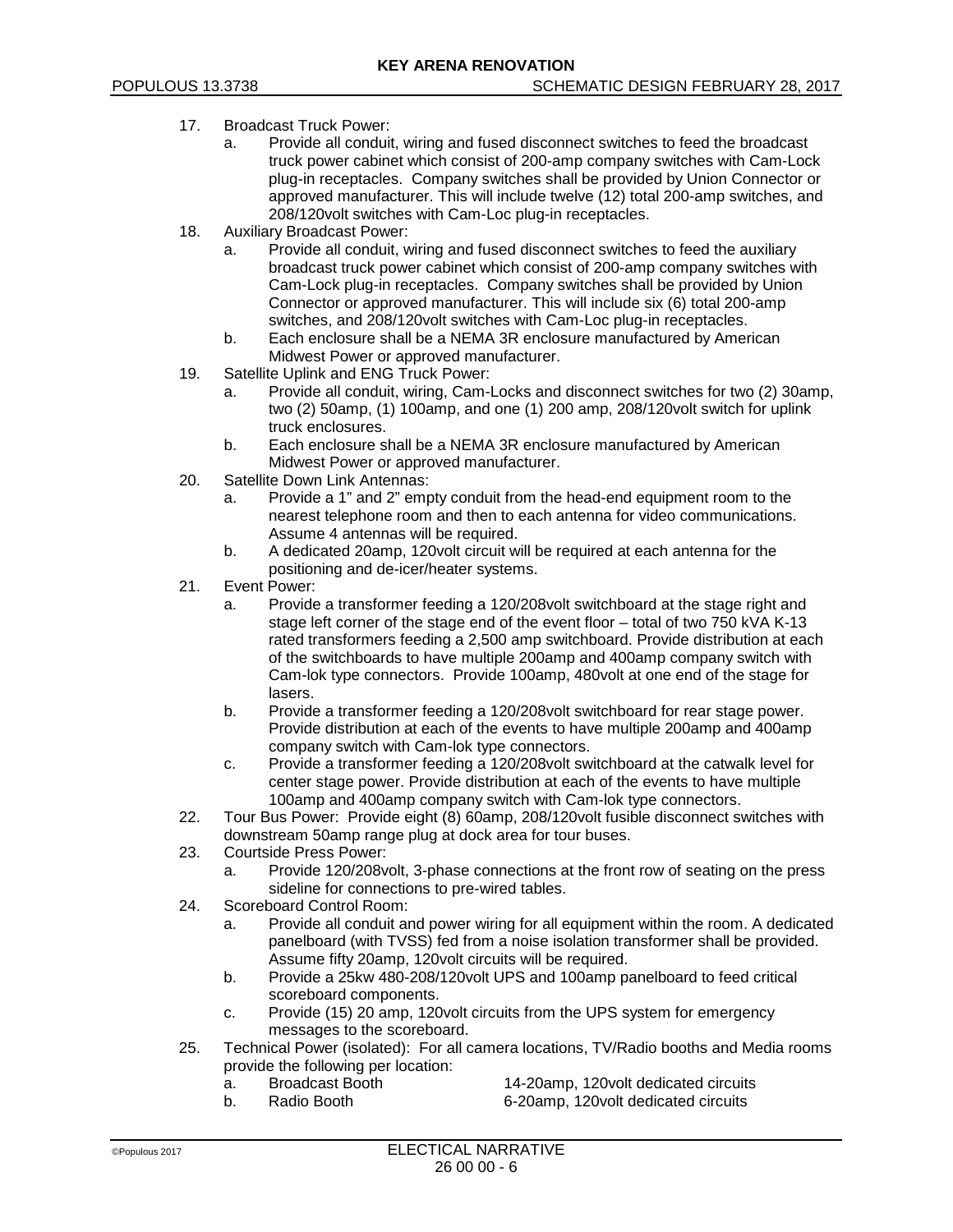17. Broadcast Truck Power:
    a. Provide all conduit, wiring and fused disconnect switches to feed the broadcast truck power cabinet which consist of 200-amp company switches with Cam-Lock plug-in receptacles. Company switches shall be provided by Union Connector or approved manufacturer. This will include twelve (12) total 200-amp switches, and 208/120volt switches with Cam-Loc plug-in receptacles.
18. Auxiliary Broadcast Power:
    a. Provide all conduit, wiring and fused disconnect switches to feed the auxiliary broadcast truck power cabinet which consist of 200-amp company switches with Cam-Lock plug-in receptacles. Company switches shall be provided by Union Connector or approved manufacturer. This will include six (6) total 200-amp switches, and 208/120volt switches with Cam-Loc plug-in receptacles.
    b. Each enclosure shall be a NEMA 3R enclosure manufactured by American Midwest Power or approved manufacturer.
19. Satellite Uplink and ENG Truck Power:
    a. Provide all conduit, wiring, Cam-Locks and disconnect switches for two (2) 30amp, two (2) 50amp, (1) 100amp, and one (1) 200 amp, 208/120volt switch for uplink truck enclosures.
    b. Each enclosure shall be a NEMA 3R enclosure manufactured by American Midwest Power or approved manufacturer.
20. Satellite Down Link Antennas:
    a. Provide a 1" and 2" empty conduit from the head-end equipment room to the nearest telephone room and then to each antenna for video communications. Assume 4 antennas will be required.
    b. A dedicated 20amp, 120volt circuit will be required at each antenna for the positioning and de-icer/heater systems.
21. Event Power:
    a. Provide a transformer feeding a 120/208volt switchboard at the stage right and stage left corner of the stage end of the event floor – total of two 750 kVA K-13 rated transformers feeding a 2,500 amp switchboard. Provide distribution at each of the switchboards to have multiple 200amp and 400amp company switch with Cam-lok type connectors. Provide 100amp, 480volt at one end of the stage for lasers.
    b. Provide a transformer feeding a 120/208volt switchboard for rear stage power. Provide distribution at each of the events to have multiple 200amp and 400amp company switch with Cam-lok type connectors.
    c. Provide a transformer feeding a 120/208volt switchboard at the catwalk level for center stage power. Provide distribution at each of the events to have multiple 100amp and 400amp company switch with Cam-lok type connectors.
22. Tour Bus Power: Provide eight (8) 60amp, 208/120volt fusible disconnect switches with downstream 50amp range plug at dock area for tour buses.
23. Courtside Press Power:
    a. Provide 120/208volt, 3-phase connections at the front row of seating on the press sideline for connections to pre-wired tables.
24. Scoreboard Control Room:
    a. Provide all conduit and power wiring for all equipment within the room. A dedicated panelboard (with TVSS) fed from a noise isolation transformer shall be provided. Assume fifty 20amp, 120volt circuits will be required.
    b. Provide a 25kw 480-208/120volt UPS and 100amp panelboard to feed critical scoreboard components.
    c. Provide (15) 20 amp, 120volt circuits from the UPS system for emergency messages to the scoreboard.
25. Technical Power (isolated): For all camera locations, TV/Radio booths and Media rooms provide the following per location:
    a. Broadcast Booth — 14-20amp, 120volt dedicated circuits
    b. Radio Booth — 6-20amp, 120volt dedicated circuits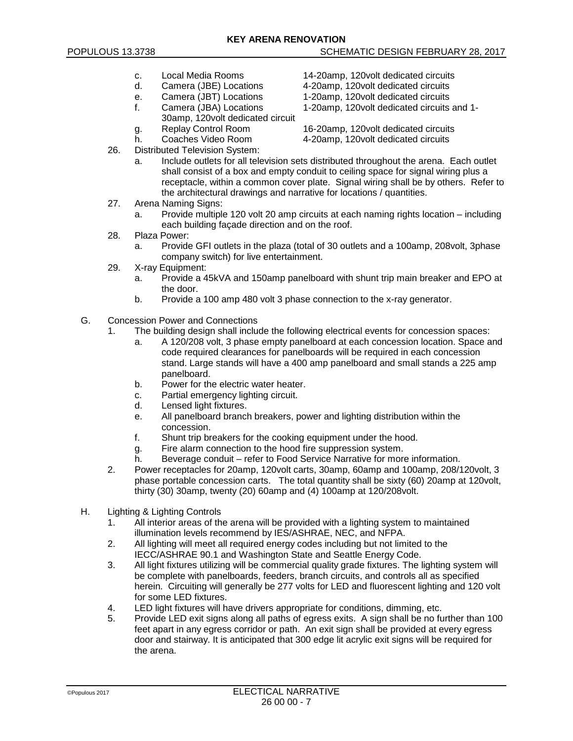c. Local Media Rooms 14-20amp, 120volt dedicated circuits
d. Camera (JBE) Locations 4-20amp, 120volt dedicated circuits
e. Camera (JBT) Locations 1-20amp, 120volt dedicated circuits
f. Camera (JBA) Locations 1-20amp, 120volt dedicated circuits and 1-30amp, 120volt dedicated circuit
g. Replay Control Room 16-20amp, 120volt dedicated circuits
h. Coaches Video Room 4-20amp, 120volt dedicated circuits

26. Distributed Television System:
    a. Include outlets for all television sets distributed throughout the arena. Each outlet shall consist of a box and empty conduit to ceiling space for signal wiring plus a receptacle, within a common cover plate. Signal wiring shall be by others. Refer to the architectural drawings and narrative for locations / quantities.
27. Arena Naming Signs:
    a. Provide multiple 120 volt 20 amp circuits at each naming rights location – including each building façade direction and on the roof.
28. Plaza Power:
    a. Provide GFI outlets in the plaza (total of 30 outlets and a 100amp, 208volt, 3phase company switch) for live entertainment.
29. X-ray Equipment:
    a. Provide a 45kVA and 150amp panelboard with shunt trip main breaker and EPO at the door.
    b. Provide a 100 amp 480 volt 3 phase connection to the x-ray generator.

G. Concession Power and Connections
1. The building design shall include the following electrical events for concession spaces:
    a. A 120/208 volt, 3 phase empty panelboard at each concession location. Space and code required clearances for panelboards will be required in each concession stand. Large stands will have a 400 amp panelboard and small stands a 225 amp panelboard.
    b. Power for the electric water heater.
    c. Partial emergency lighting circuit.
    d. Lensed light fixtures.
    e. All panelboard branch breakers, power and lighting distribution within the concession.
    f. Shunt trip breakers for the cooking equipment under the hood.
    g. Fire alarm connection to the hood fire suppression system.
    h. Beverage conduit – refer to Food Service Narrative for more information.
2. Power receptacles for 20amp, 120volt carts, 30amp, 60amp and 100amp, 208/120volt, 3 phase portable concession carts. The total quantity shall be sixty (60) 20amp at 120volt, thirty (30) 30amp, twenty (20) 60amp and (4) 100amp at 120/208volt.

H. Lighting & Lighting Controls
1. All interior areas of the arena will be provided with a lighting system to maintained illumination levels recommend by IES/ASHRAE, NEC, and NFPA.
2. All lighting will meet all required energy codes including but not limited to the IECC/ASHRAE 90.1 and Washington State and Seattle Energy Code.
3. All light fixtures utilizing will be commercial quality grade fixtures. The lighting system will be complete with panelboards, feeders, branch circuits, and controls all as specified herein. Circuiting will generally be 277 volts for LED and fluorescent lighting and 120 volt for some LED fixtures.
4. LED light fixtures will have drivers appropriate for conditions, dimming, etc.
5. Provide LED exit signs along all paths of egress exits. A sign shall be no further than 100 feet apart in any egress corridor or path. An exit sign shall be provided at every egress door and stairway. It is anticipated that 300 edge lit acrylic exit signs will be required for the arena.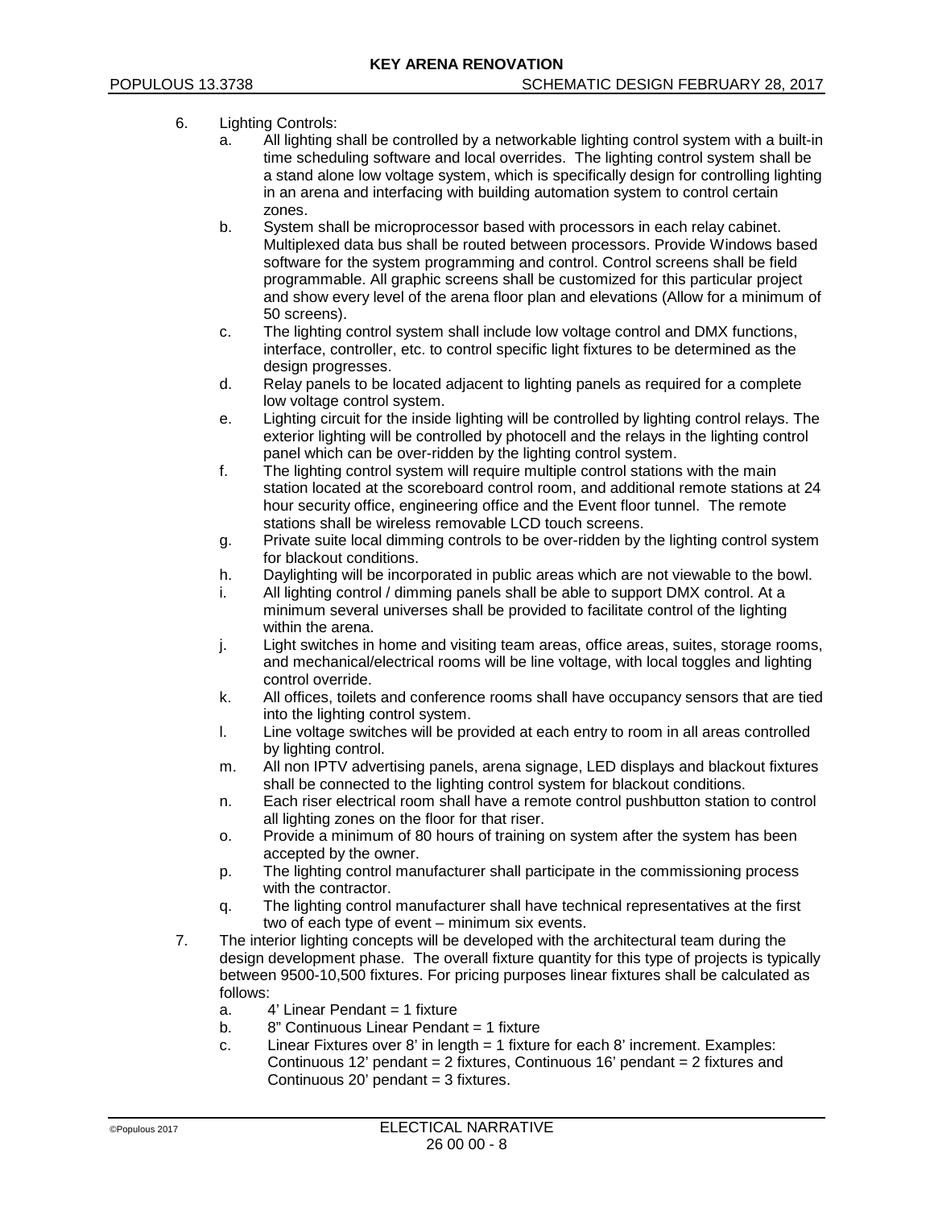6. Lighting Controls:
   a. All lighting shall be controlled by a networkable lighting control system with a built-in time scheduling software and local overrides. The lighting control system shall be a stand alone low voltage system, which is specifically design for controlling lighting in an arena and interfacing with building automation system to control certain zones.
   b. System shall be microprocessor based with processors in each relay cabinet. Multiplexed data bus shall be routed between processors. Provide Windows based software for the system programming and control. Control screens shall be field programmable. All graphic screens shall be customized for this particular project and show every level of the arena floor plan and elevations (Allow for a minimum of 50 screens).
   c. The lighting control system shall include low voltage control and DMX functions, interface, controller, etc. to control specific light fixtures to be determined as the design progresses.
   d. Relay panels to be located adjacent to lighting panels as required for a complete low voltage control system.
   e. Lighting circuit for the inside lighting will be controlled by lighting control relays. The exterior lighting will be controlled by photocell and the relays in the lighting control panel which can be over-ridden by the lighting control system.
   f. The lighting control system will require multiple control stations with the main station located at the scoreboard control room, and additional remote stations at 24 hour security office, engineering office and the Event floor tunnel. The remote stations shall be wireless removable LCD touch screens.
   g. Private suite local dimming controls to be over-ridden by the lighting control system for blackout conditions.
   h. Daylighting will be incorporated in public areas which are not viewable to the bowl.
   i. All lighting control / dimming panels shall be able to support DMX control. At a minimum several universes shall be provided to facilitate control of the lighting within the arena.
   j. Light switches in home and visiting team areas, office areas, suites, storage rooms, and mechanical/electrical rooms will be line voltage, with local toggles and lighting control override.
   k. All offices, toilets and conference rooms shall have occupancy sensors that are tied into the lighting control system.
   l. Line voltage switches will be provided at each entry to room in all areas controlled by lighting control.
   m. All non IPTV advertising panels, arena signage, LED displays and blackout fixtures shall be connected to the lighting control system for blackout conditions.
   n. Each riser electrical room shall have a remote control pushbutton station to control all lighting zones on the floor for that riser.
   o. Provide a minimum of 80 hours of training on system after the system has been accepted by the owner.
   p. The lighting control manufacturer shall participate in the commissioning process with the contractor.
   q. The lighting control manufacturer shall have technical representatives at the first two of each type of event – minimum six events.
7. The interior lighting concepts will be developed with the architectural team during the design development phase. The overall fixture quantity for this type of projects is typically between 9500-10,500 fixtures. For pricing purposes linear fixtures shall be calculated as follows:
   a. 4' Linear Pendant = 1 fixture
   b. 8" Continuous Linear Pendant = 1 fixture
   c. Linear Fixtures over 8' in length = 1 fixture for each 8' increment. Examples: Continuous 12' pendant = 2 fixtures, Continuous 16' pendant = 2 fixtures and Continuous 20' pendant = 3 fixtures.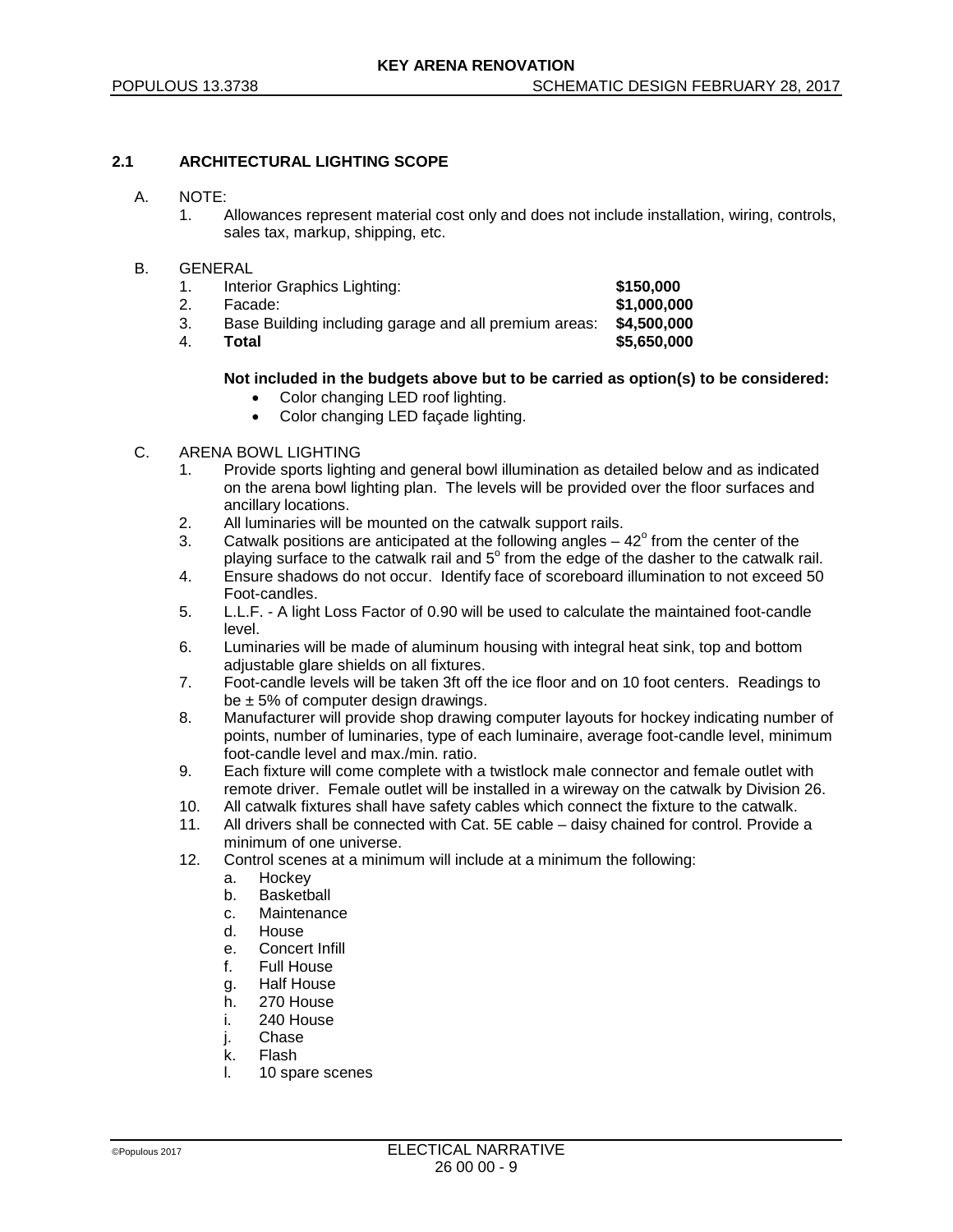### 2.1 ARCHITECTURAL LIGHTING SCOPE

A. NOTE:

1. Allowances represent material cost only and does not include installation, wiring, controls, sales tax, markup, shipping, etc.

B. GENERAL

| | | |
|---|---|---|
| 1. | Interior Graphics Lighting: | **\$150,000** |
| 2. | Facade: | **\$1,000,000** |
| 3. | Base Building including garage and all premium areas: | **\$4,500,000** |
| 4. | **Total** | **\$5,650,000** |

**Not included in the budgets above but to be carried as option(s) to be considered:**

- Color changing LED roof lighting.
- Color changing LED façade lighting.

C. ARENA BOWL LIGHTING

1. Provide sports lighting and general bowl illumination as detailed below and as indicated on the arena bowl lighting plan. The levels will be provided over the floor surfaces and ancillary locations.
2. All luminaries will be mounted on the catwalk support rails.
3. Catwalk positions are anticipated at the following angles – $42^{o}$ from the center of the playing surface to the catwalk rail and $5^{o}$ from the edge of the dasher to the catwalk rail.
4. Ensure shadows do not occur. Identify face of scoreboard illumination to not exceed 50 Foot-candles.
5. L.L.F. - A light Loss Factor of 0.90 will be used to calculate the maintained foot-candle level.
6. Luminaries will be made of aluminum housing with integral heat sink, top and bottom adjustable glare shields on all fixtures.
7. Foot-candle levels will be taken 3ft off the ice floor and on 10 foot centers. Readings to be ± 5% of computer design drawings.
8. Manufacturer will provide shop drawing computer layouts for hockey indicating number of points, number of luminaries, type of each luminaire, average foot-candle level, minimum foot-candle level and max./min. ratio.
9. Each fixture will come complete with a twistlock male connector and female outlet with remote driver. Female outlet will be installed in a wireway on the catwalk by Division 26.
10. All catwalk fixtures shall have safety cables which connect the fixture to the catwalk.
11. All drivers shall be connected with Cat. 5E cable – daisy chained for control. Provide a minimum of one universe.
12. Control scenes at a minimum will include at a minimum the following:
    a. Hockey
    b. Basketball
    c. Maintenance
    d. House
    e. Concert Infill
    f. Full House
    g. Half House
    h. 270 House
    i. 240 House
    j. Chase
    k. Flash
    l. 10 spare scenes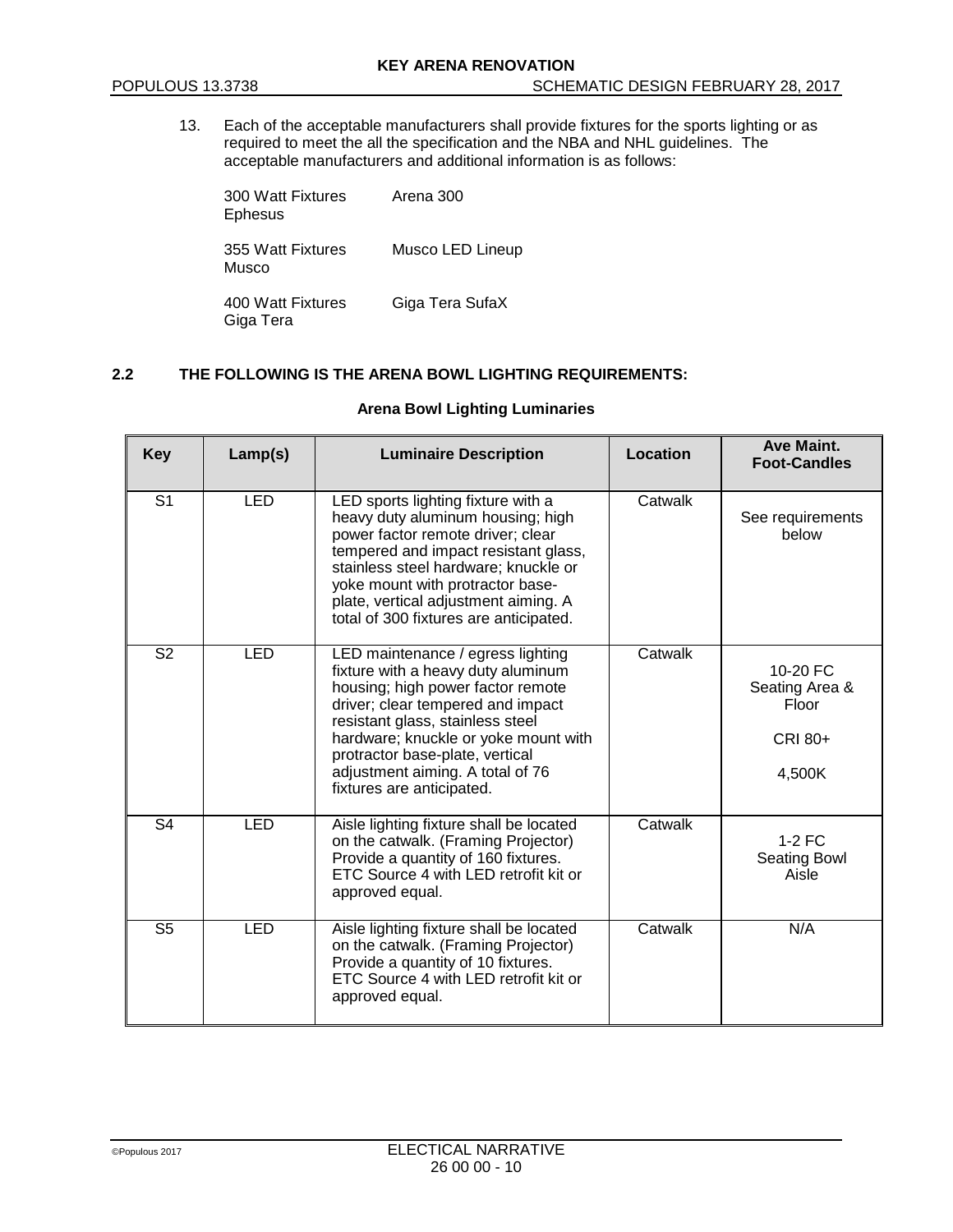13. Each of the acceptable manufacturers shall provide fixtures for the sports lighting or as required to meet the all the specification and the NBA and NHL guidelines. The acceptable manufacturers and additional information is as follows:

| | |
|---|---|
| 300 Watt Fixtures<br>Ephesus | Arena 300 |
| 355 Watt Fixtures<br>Musco | Musco LED Lineup |
| 400 Watt Fixtures<br>Giga Tera | Giga Tera SufaX |

## 2.2 THE FOLLOWING IS THE ARENA BOWL LIGHTING REQUIREMENTS:

**Arena Bowl Lighting Luminaries**

| Key | Lamp(s) | Luminaire Description | Location | Ave Maint. Foot-Candles |
|---|---|---|---|---|
| S1 | LED | LED sports lighting fixture with a heavy duty aluminum housing; high power factor remote driver; clear tempered and impact resistant glass, stainless steel hardware; knuckle or yoke mount with protractor base-plate, vertical adjustment aiming. A total of 300 fixtures are anticipated. | Catwalk | See requirements below |
| S2 | LED | LED maintenance / egress lighting fixture with a heavy duty aluminum housing; high power factor remote driver; clear tempered and impact resistant glass, stainless steel hardware; knuckle or yoke mount with protractor base-plate, vertical adjustment aiming. A total of 76 fixtures are anticipated. | Catwalk | 10-20 FC Seating Area & Floor<br><br>CRI 80+<br><br>4,500K |
| S4 | LED | Aisle lighting fixture shall be located on the catwalk. (Framing Projector) Provide a quantity of 160 fixtures. ETC Source 4 with LED retrofit kit or approved equal. | Catwalk | 1-2 FC Seating Bowl Aisle |
| S5 | LED | Aisle lighting fixture shall be located on the catwalk. (Framing Projector) Provide a quantity of 10 fixtures. ETC Source 4 with LED retrofit kit or approved equal. | Catwalk | N/A |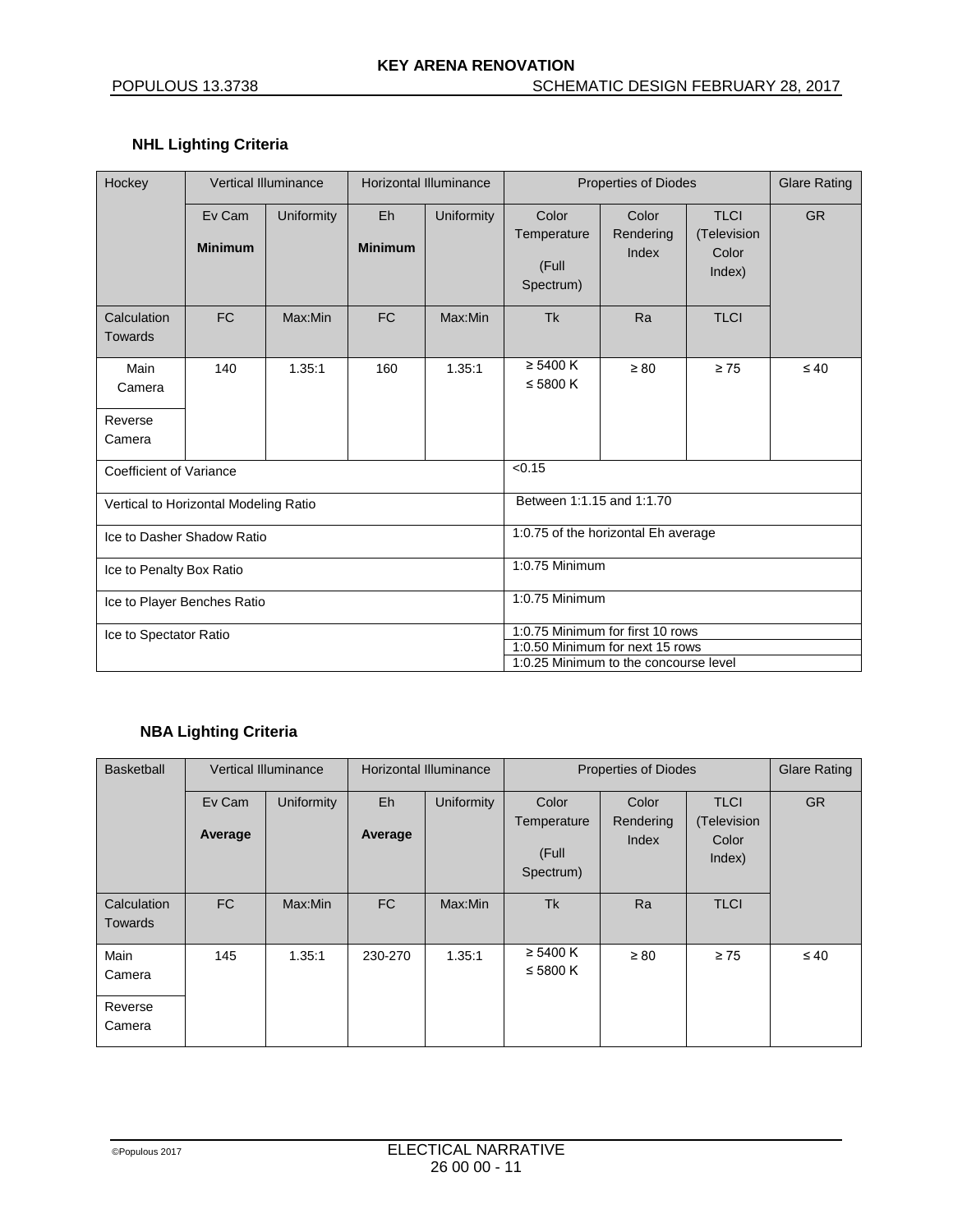### NHL Lighting Criteria

| Hockey | Vertical Illuminance | | Horizontal Illuminance | | Properties of Diodes | | | Glare Rating |
|---|---|---|---|---|---|---|---|---|
| | Ev Cam **Minimum** | Uniformity | Eh **Minimum** | Uniformity | Color Temperature (Full Spectrum) | Color Rendering Index | TLCI (Television Color Index) | GR |
| Calculation Towards | FC | Max:Min | FC | Max:Min | Tk | Ra | TLCI | |
| Main Camera | 140 | 1.35:1 | 160 | 1.35:1 | ≥ 5400 K ≤ 5800 K | ≥ 80 | ≥ 75 | ≤ 40 |
| Reverse Camera | | | | | | | | |
| Coefficient of Variance | | | | | <0.15 | | | |
| Vertical to Horizontal Modeling Ratio | | | | | Between 1:1.15 and 1:1.70 | | | |
| Ice to Dasher Shadow Ratio | | | | | 1:0.75 of the horizontal Eh average | | | |
| Ice to Penalty Box Ratio | | | | | 1:0.75 Minimum | | | |
| Ice to Player Benches Ratio | | | | | 1:0.75 Minimum | | | |
| Ice to Spectator Ratio | | | | | 1:0.75 Minimum for first 10 rows<br>1:0.50 Minimum for next 15 rows<br>1:0.25 Minimum to the concourse level | | | |

### NBA Lighting Criteria

| Basketball | Vertical Illuminance | | Horizontal Illuminance | | Properties of Diodes | | | Glare Rating |
|---|---|---|---|---|---|---|---|---|
| | Ev Cam **Average** | Uniformity | Eh **Average** | Uniformity | Color Temperature (Full Spectrum) | Color Rendering Index | TLCI (Television Color Index) | GR |
| Calculation Towards | FC | Max:Min | FC | Max:Min | Tk | Ra | TLCI | |
| Main Camera | 145 | 1.35:1 | 230-270 | 1.35:1 | ≥ 5400 K ≤ 5800 K | ≥ 80 | ≥ 75 | ≤ 40 |
| Reverse Camera | | | | | | | | |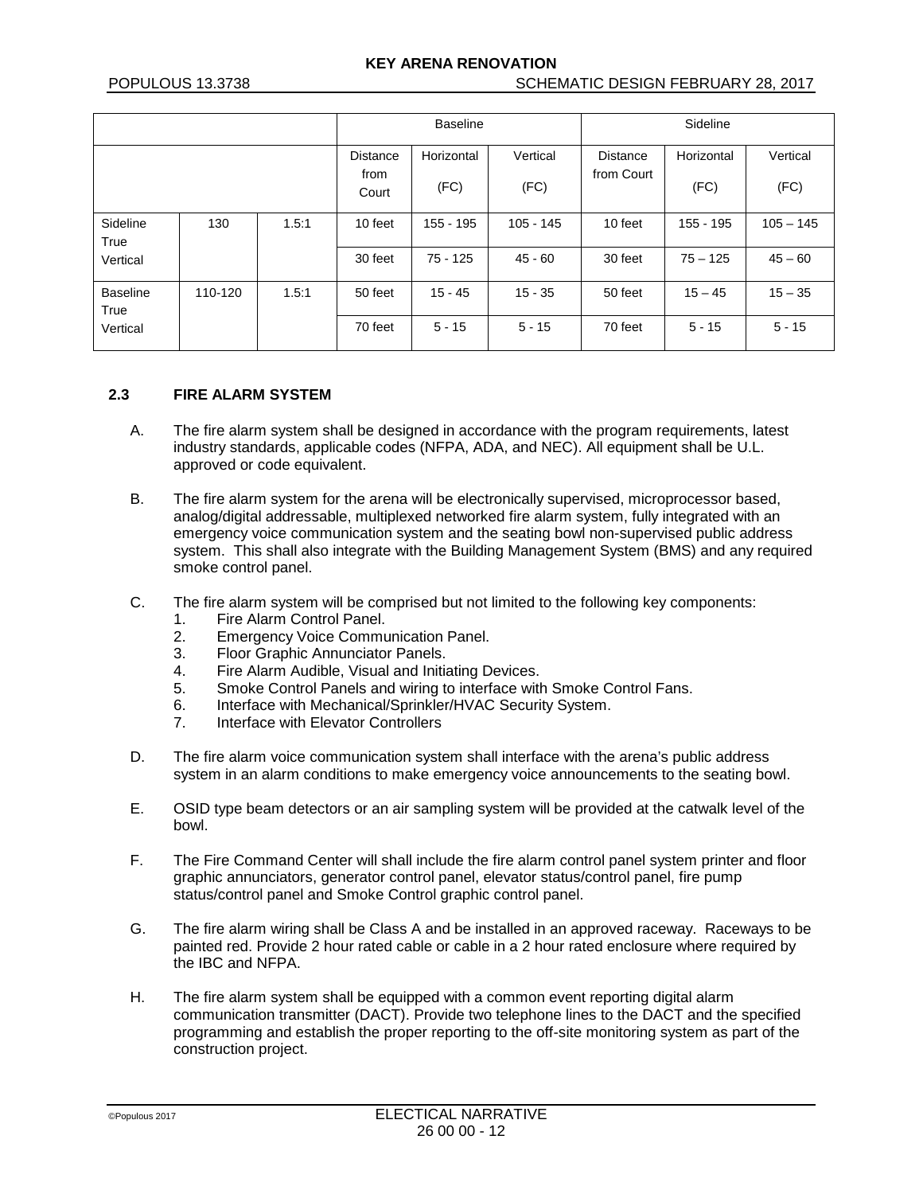| | | | Baseline | | | Sideline | | |
|---|---|---|---|---|---|---|---|---|
| | | | Distance from Court | Horizontal (FC) | Vertical (FC) | Distance from Court | Horizontal (FC) | Vertical (FC) |
| Sideline True Vertical | 130 | 1.5:1 | 10 feet | 155 - 195 | 105 - 145 | 10 feet | 155 - 195 | 105 – 145 |
| | | | 30 feet | 75 - 125 | 45 - 60 | 30 feet | 75 – 125 | 45 – 60 |
| Baseline True Vertical | 110-120 | 1.5:1 | 50 feet | 15 - 45 | 15 - 35 | 50 feet | 15 – 45 | 15 – 35 |
| | | | 70 feet | 5 - 15 | 5 - 15 | 70 feet | 5 - 15 | 5 - 15 |

### 2.3 FIRE ALARM SYSTEM

A. The fire alarm system shall be designed in accordance with the program requirements, latest industry standards, applicable codes (NFPA, ADA, and NEC). All equipment shall be U.L. approved or code equivalent.

B. The fire alarm system for the arena will be electronically supervised, microprocessor based, analog/digital addressable, multiplexed networked fire alarm system, fully integrated with an emergency voice communication system and the seating bowl non-supervised public address system. This shall also integrate with the Building Management System (BMS) and any required smoke control panel.

C. The fire alarm system will be comprised but not limited to the following key components:
   1. Fire Alarm Control Panel.
   2. Emergency Voice Communication Panel.
   3. Floor Graphic Annunciator Panels.
   4. Fire Alarm Audible, Visual and Initiating Devices.
   5. Smoke Control Panels and wiring to interface with Smoke Control Fans.
   6. Interface with Mechanical/Sprinkler/HVAC Security System.
   7. Interface with Elevator Controllers

D. The fire alarm voice communication system shall interface with the arena's public address system in an alarm conditions to make emergency voice announcements to the seating bowl.

E. OSID type beam detectors or an air sampling system will be provided at the catwalk level of the bowl.

F. The Fire Command Center will shall include the fire alarm control panel system printer and floor graphic annunciators, generator control panel, elevator status/control panel, fire pump status/control panel and Smoke Control graphic control panel.

G. The fire alarm wiring shall be Class A and be installed in an approved raceway. Raceways to be painted red. Provide 2 hour rated cable or cable in a 2 hour rated enclosure where required by the IBC and NFPA.

H. The fire alarm system shall be equipped with a common event reporting digital alarm communication transmitter (DACT). Provide two telephone lines to the DACT and the specified programming and establish the proper reporting to the off-site monitoring system as part of the construction project.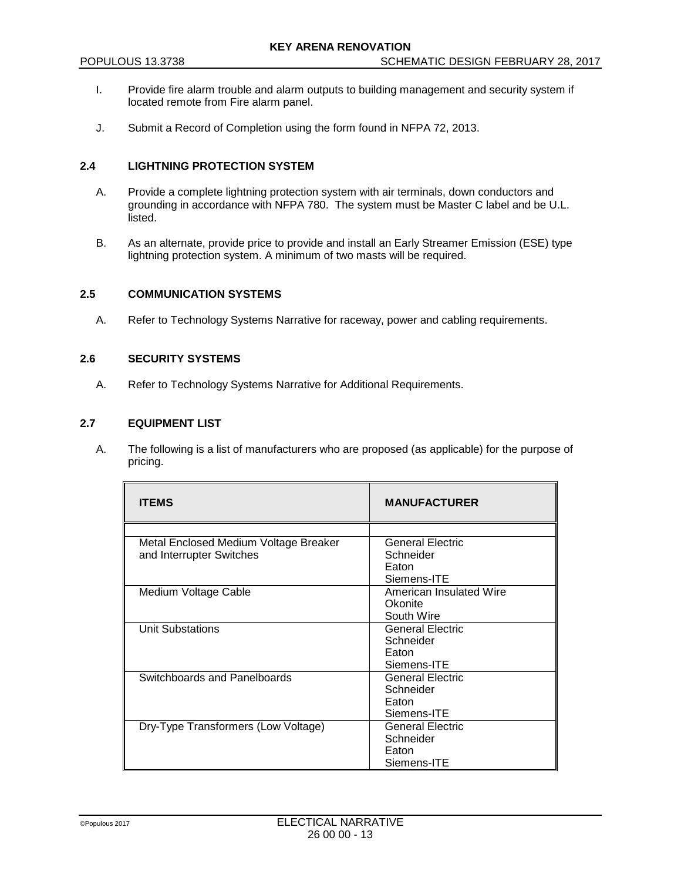I. Provide fire alarm trouble and alarm outputs to building management and security system if located remote from Fire alarm panel.

J. Submit a Record of Completion using the form found in NFPA 72, 2013.

### 2.4 LIGHTNING PROTECTION SYSTEM

A. Provide a complete lightning protection system with air terminals, down conductors and grounding in accordance with NFPA 780. The system must be Master C label and be U.L. listed.

B. As an alternate, provide price to provide and install an Early Streamer Emission (ESE) type lightning protection system. A minimum of two masts will be required.

### 2.5 COMMUNICATION SYSTEMS

A. Refer to Technology Systems Narrative for raceway, power and cabling requirements.

### 2.6 SECURITY SYSTEMS

A. Refer to Technology Systems Narrative for Additional Requirements.

### 2.7 EQUIPMENT LIST

A. The following is a list of manufacturers who are proposed (as applicable) for the purpose of pricing.

| ITEMS | MANUFACTURER |
|---|---|
| | |
| Metal Enclosed Medium Voltage Breaker and Interrupter Switches | General Electric<br>Schneider<br>Eaton<br>Siemens-ITE |
| Medium Voltage Cable | American Insulated Wire<br>Okonite<br>South Wire |
| Unit Substations | General Electric<br>Schneider<br>Eaton<br>Siemens-ITE |
| Switchboards and Panelboards | General Electric<br>Schneider<br>Eaton<br>Siemens-ITE |
| Dry-Type Transformers (Low Voltage) | General Electric<br>Schneider<br>Eaton<br>Siemens-ITE |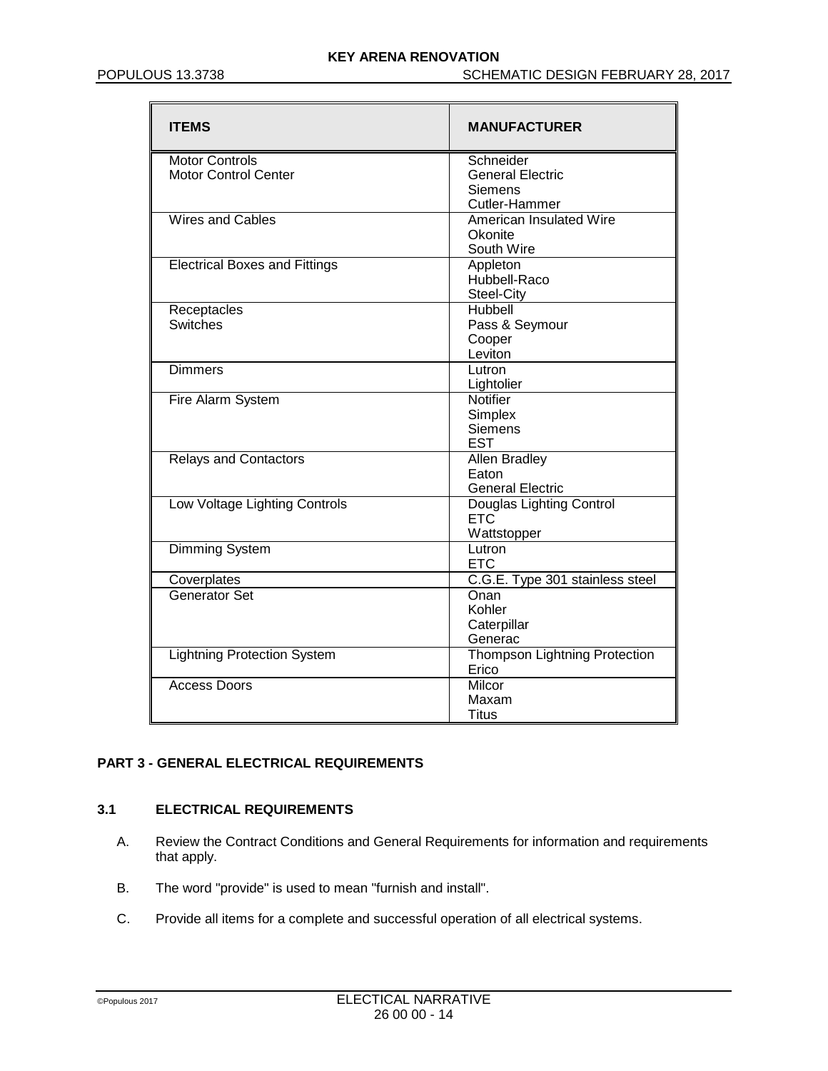| ITEMS | MANUFACTURER |
|---|---|
| Motor Controls<br>Motor Control Center | Schneider<br>General Electric<br>Siemens<br>Cutler-Hammer |
| Wires and Cables | American Insulated Wire<br>Okonite<br>South Wire |
| Electrical Boxes and Fittings | Appleton<br>Hubbell-Raco<br>Steel-City |
| Receptacles<br>Switches | Hubbell<br>Pass & Seymour<br>Cooper<br>Leviton |
| Dimmers | Lutron<br>Lightolier |
| Fire Alarm System | Notifier<br>Simplex<br>Siemens<br>EST |
| Relays and Contactors | Allen Bradley<br>Eaton<br>General Electric |
| Low Voltage Lighting Controls | Douglas Lighting Control<br>ETC<br>Wattstopper |
| Dimming System | Lutron<br>ETC |
| Coverplates | C.G.E. Type 301 stainless steel |
| Generator Set | Onan<br>Kohler<br>Caterpillar<br>Generac |
| Lightning Protection System | Thompson Lightning Protection<br>Erico |
| Access Doors | Milcor<br>Maxam<br>Titus |

## PART 3 - GENERAL ELECTRICAL REQUIREMENTS

### 3.1 ELECTRICAL REQUIREMENTS

A. Review the Contract Conditions and General Requirements for information and requirements that apply.

B. The word "provide" is used to mean "furnish and install".

C. Provide all items for a complete and successful operation of all electrical systems.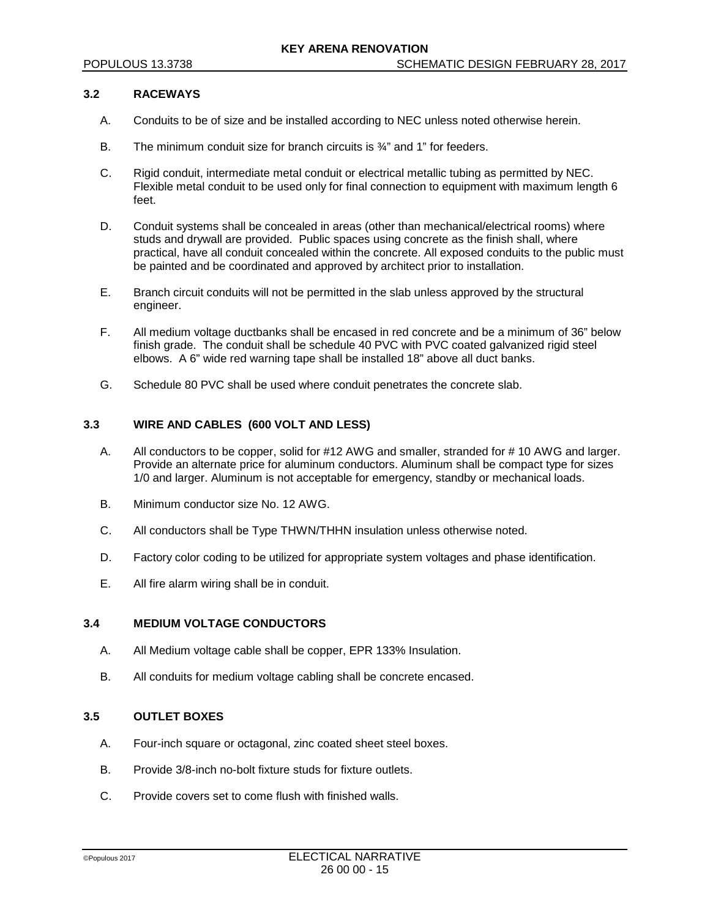### 3.2 RACEWAYS

A. Conduits to be of size and be installed according to NEC unless noted otherwise herein.

B. The minimum conduit size for branch circuits is ¾" and 1" for feeders.

C. Rigid conduit, intermediate metal conduit or electrical metallic tubing as permitted by NEC. Flexible metal conduit to be used only for final connection to equipment with maximum length 6 feet.

D. Conduit systems shall be concealed in areas (other than mechanical/electrical rooms) where studs and drywall are provided. Public spaces using concrete as the finish shall, where practical, have all conduit concealed within the concrete. All exposed conduits to the public must be painted and be coordinated and approved by architect prior to installation.

E. Branch circuit conduits will not be permitted in the slab unless approved by the structural engineer.

F. All medium voltage ductbanks shall be encased in red concrete and be a minimum of 36" below finish grade. The conduit shall be schedule 40 PVC with PVC coated galvanized rigid steel elbows. A 6" wide red warning tape shall be installed 18" above all duct banks.

G. Schedule 80 PVC shall be used where conduit penetrates the concrete slab.

### 3.3 WIRE AND CABLES (600 VOLT AND LESS)

A. All conductors to be copper, solid for #12 AWG and smaller, stranded for # 10 AWG and larger. Provide an alternate price for aluminum conductors. Aluminum shall be compact type for sizes 1/0 and larger. Aluminum is not acceptable for emergency, standby or mechanical loads.

B. Minimum conductor size No. 12 AWG.

C. All conductors shall be Type THWN/THHN insulation unless otherwise noted.

D. Factory color coding to be utilized for appropriate system voltages and phase identification.

E. All fire alarm wiring shall be in conduit.

### 3.4 MEDIUM VOLTAGE CONDUCTORS

A. All Medium voltage cable shall be copper, EPR 133% Insulation.

B. All conduits for medium voltage cabling shall be concrete encased.

### 3.5 OUTLET BOXES

A. Four-inch square or octagonal, zinc coated sheet steel boxes.

B. Provide 3/8-inch no-bolt fixture studs for fixture outlets.

C. Provide covers set to come flush with finished walls.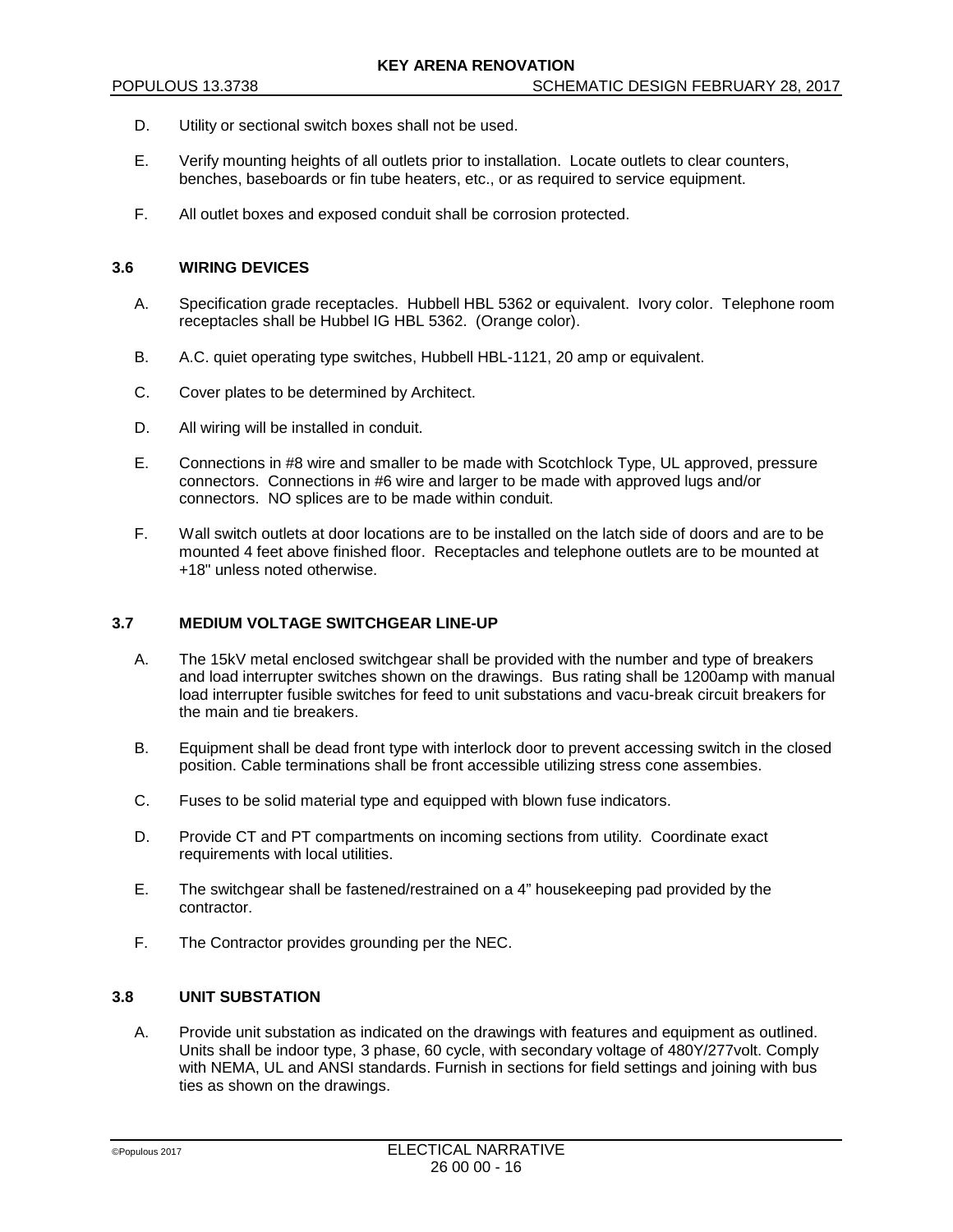D. Utility or sectional switch boxes shall not be used.

E. Verify mounting heights of all outlets prior to installation. Locate outlets to clear counters, benches, baseboards or fin tube heaters, etc., or as required to service equipment.

F. All outlet boxes and exposed conduit shall be corrosion protected.

### 3.6 WIRING DEVICES

A. Specification grade receptacles. Hubbell HBL 5362 or equivalent. Ivory color. Telephone room receptacles shall be Hubbel IG HBL 5362. (Orange color).

B. A.C. quiet operating type switches, Hubbell HBL-1121, 20 amp or equivalent.

C. Cover plates to be determined by Architect.

D. All wiring will be installed in conduit.

E. Connections in #8 wire and smaller to be made with Scotchlock Type, UL approved, pressure connectors. Connections in #6 wire and larger to be made with approved lugs and/or connectors. NO splices are to be made within conduit.

F. Wall switch outlets at door locations are to be installed on the latch side of doors and are to be mounted 4 feet above finished floor. Receptacles and telephone outlets are to be mounted at +18" unless noted otherwise.

### 3.7 MEDIUM VOLTAGE SWITCHGEAR LINE-UP

A. The 15kV metal enclosed switchgear shall be provided with the number and type of breakers and load interrupter switches shown on the drawings. Bus rating shall be 1200amp with manual load interrupter fusible switches for feed to unit substations and vacu-break circuit breakers for the main and tie breakers.

B. Equipment shall be dead front type with interlock door to prevent accessing switch in the closed position. Cable terminations shall be front accessible utilizing stress cone assembies.

C. Fuses to be solid material type and equipped with blown fuse indicators.

D. Provide CT and PT compartments on incoming sections from utility. Coordinate exact requirements with local utilities.

E. The switchgear shall be fastened/restrained on a 4" housekeeping pad provided by the contractor.

F. The Contractor provides grounding per the NEC.

### 3.8 UNIT SUBSTATION

A. Provide unit substation as indicated on the drawings with features and equipment as outlined. Units shall be indoor type, 3 phase, 60 cycle, with secondary voltage of 480Y/277volt. Comply with NEMA, UL and ANSI standards. Furnish in sections for field settings and joining with bus ties as shown on the drawings.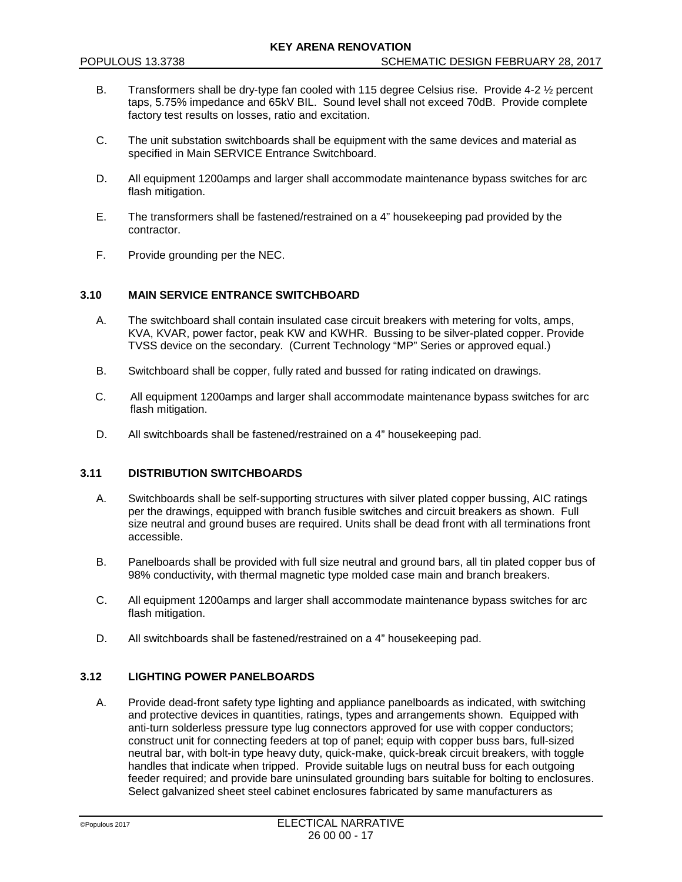B. Transformers shall be dry-type fan cooled with 115 degree Celsius rise. Provide 4-2 ½ percent taps, 5.75% impedance and 65kV BIL. Sound level shall not exceed 70dB. Provide complete factory test results on losses, ratio and excitation.

C. The unit substation switchboards shall be equipment with the same devices and material as specified in Main SERVICE Entrance Switchboard.

D. All equipment 1200amps and larger shall accommodate maintenance bypass switches for arc flash mitigation.

E. The transformers shall be fastened/restrained on a 4" housekeeping pad provided by the contractor.

F. Provide grounding per the NEC.

### 3.10 MAIN SERVICE ENTRANCE SWITCHBOARD

A. The switchboard shall contain insulated case circuit breakers with metering for volts, amps, KVA, KVAR, power factor, peak KW and KWHR. Bussing to be silver-plated copper. Provide TVSS device on the secondary. (Current Technology "MP" Series or approved equal.)

B. Switchboard shall be copper, fully rated and bussed for rating indicated on drawings.

C. All equipment 1200amps and larger shall accommodate maintenance bypass switches for arc flash mitigation.

D. All switchboards shall be fastened/restrained on a 4" housekeeping pad.

### 3.11 DISTRIBUTION SWITCHBOARDS

A. Switchboards shall be self-supporting structures with silver plated copper bussing, AIC ratings per the drawings, equipped with branch fusible switches and circuit breakers as shown. Full size neutral and ground buses are required. Units shall be dead front with all terminations front accessible.

B. Panelboards shall be provided with full size neutral and ground bars, all tin plated copper bus of 98% conductivity, with thermal magnetic type molded case main and branch breakers.

C. All equipment 1200amps and larger shall accommodate maintenance bypass switches for arc flash mitigation.

D. All switchboards shall be fastened/restrained on a 4" housekeeping pad.

### 3.12 LIGHTING POWER PANELBOARDS

A. Provide dead-front safety type lighting and appliance panelboards as indicated, with switching and protective devices in quantities, ratings, types and arrangements shown. Equipped with anti-turn solderless pressure type lug connectors approved for use with copper conductors; construct unit for connecting feeders at top of panel; equip with copper buss bars, full-sized neutral bar, with bolt-in type heavy duty, quick-make, quick-break circuit breakers, with toggle handles that indicate when tripped. Provide suitable lugs on neutral buss for each outgoing feeder required; and provide bare uninsulated grounding bars suitable for bolting to enclosures. Select galvanized sheet steel cabinet enclosures fabricated by same manufacturers as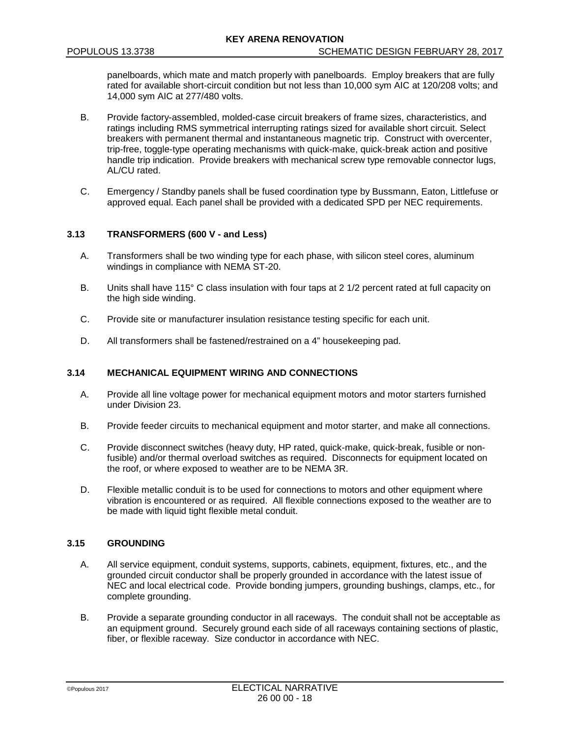panelboards, which mate and match properly with panelboards. Employ breakers that are fully rated for available short-circuit condition but not less than 10,000 sym AIC at 120/208 volts; and 14,000 sym AIC at 277/480 volts.

B. Provide factory-assembled, molded-case circuit breakers of frame sizes, characteristics, and ratings including RMS symmetrical interrupting ratings sized for available short circuit. Select breakers with permanent thermal and instantaneous magnetic trip. Construct with overcenter, trip-free, toggle-type operating mechanisms with quick-make, quick-break action and positive handle trip indication. Provide breakers with mechanical screw type removable connector lugs, AL/CU rated.

C. Emergency / Standby panels shall be fused coordination type by Bussmann, Eaton, Littlefuse or approved equal. Each panel shall be provided with a dedicated SPD per NEC requirements.

### 3.13 TRANSFORMERS (600 V - and Less)

A. Transformers shall be two winding type for each phase, with silicon steel cores, aluminum windings in compliance with NEMA ST-20.

B. Units shall have 115° C class insulation with four taps at 2 1/2 percent rated at full capacity on the high side winding.

C. Provide site or manufacturer insulation resistance testing specific for each unit.

D. All transformers shall be fastened/restrained on a 4" housekeeping pad.

### 3.14 MECHANICAL EQUIPMENT WIRING AND CONNECTIONS

A. Provide all line voltage power for mechanical equipment motors and motor starters furnished under Division 23.

B. Provide feeder circuits to mechanical equipment and motor starter, and make all connections.

C. Provide disconnect switches (heavy duty, HP rated, quick-make, quick-break, fusible or non-fusible) and/or thermal overload switches as required. Disconnects for equipment located on the roof, or where exposed to weather are to be NEMA 3R.

D. Flexible metallic conduit is to be used for connections to motors and other equipment where vibration is encountered or as required. All flexible connections exposed to the weather are to be made with liquid tight flexible metal conduit.

### 3.15 GROUNDING

A. All service equipment, conduit systems, supports, cabinets, equipment, fixtures, etc., and the grounded circuit conductor shall be properly grounded in accordance with the latest issue of NEC and local electrical code. Provide bonding jumpers, grounding bushings, clamps, etc., for complete grounding.

B. Provide a separate grounding conductor in all raceways. The conduit shall not be acceptable as an equipment ground. Securely ground each side of all raceways containing sections of plastic, fiber, or flexible raceway. Size conductor in accordance with NEC.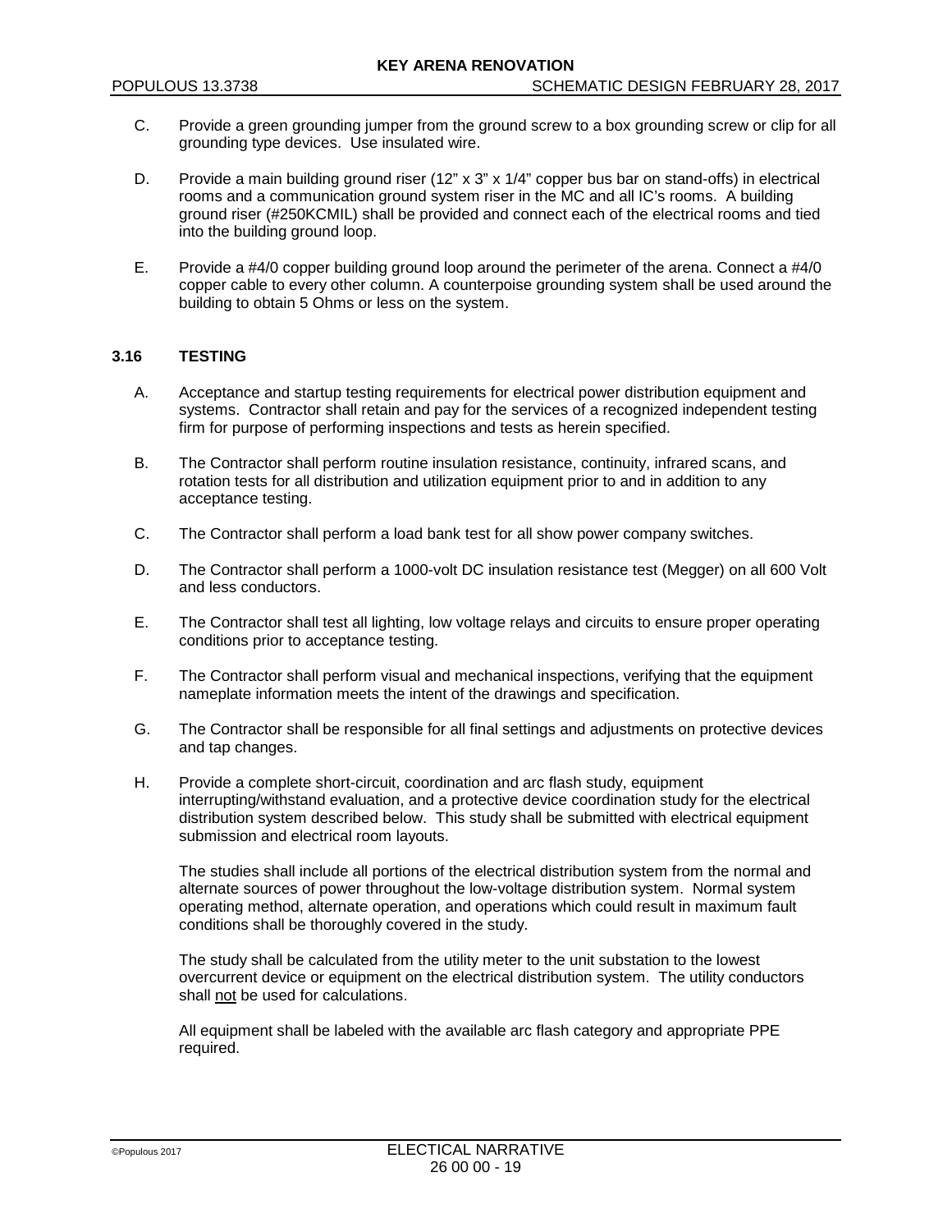C. Provide a green grounding jumper from the ground screw to a box grounding screw or clip for all grounding type devices. Use insulated wire.

D. Provide a main building ground riser (12" x 3" x 1/4" copper bus bar on stand-offs) in electrical rooms and a communication ground system riser in the MC and all IC's rooms. A building ground riser (#250KCMIL) shall be provided and connect each of the electrical rooms and tied into the building ground loop.

E. Provide a #4/0 copper building ground loop around the perimeter of the arena. Connect a #4/0 copper cable to every other column. A counterpoise grounding system shall be used around the building to obtain 5 Ohms or less on the system.

### 3.16 TESTING

A. Acceptance and startup testing requirements for electrical power distribution equipment and systems. Contractor shall retain and pay for the services of a recognized independent testing firm for purpose of performing inspections and tests as herein specified.

B. The Contractor shall perform routine insulation resistance, continuity, infrared scans, and rotation tests for all distribution and utilization equipment prior to and in addition to any acceptance testing.

C. The Contractor shall perform a load bank test for all show power company switches.

D. The Contractor shall perform a 1000-volt DC insulation resistance test (Megger) on all 600 Volt and less conductors.

E. The Contractor shall test all lighting, low voltage relays and circuits to ensure proper operating conditions prior to acceptance testing.

F. The Contractor shall perform visual and mechanical inspections, verifying that the equipment nameplate information meets the intent of the drawings and specification.

G. The Contractor shall be responsible for all final settings and adjustments on protective devices and tap changes.

H. Provide a complete short-circuit, coordination and arc flash study, equipment interrupting/withstand evaluation, and a protective device coordination study for the electrical distribution system described below. This study shall be submitted with electrical equipment submission and electrical room layouts.

The studies shall include all portions of the electrical distribution system from the normal and alternate sources of power throughout the low-voltage distribution system. Normal system operating method, alternate operation, and operations which could result in maximum fault conditions shall be thoroughly covered in the study.

The study shall be calculated from the utility meter to the unit substation to the lowest overcurrent device or equipment on the electrical distribution system. The utility conductors shall <u>not</u> be used for calculations.

All equipment shall be labeled with the available arc flash category and appropriate PPE required.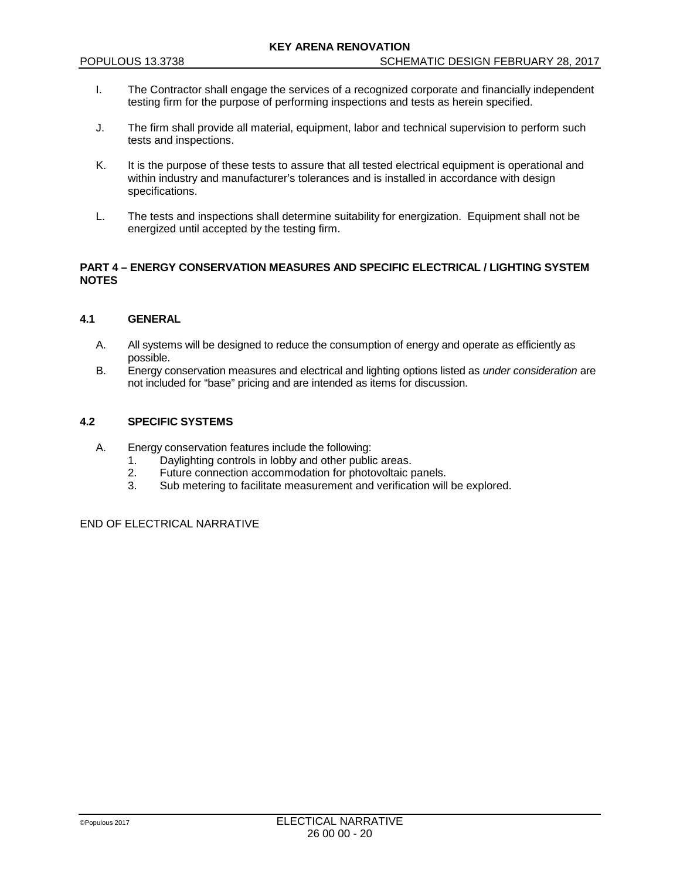I. The Contractor shall engage the services of a recognized corporate and financially independent testing firm for the purpose of performing inspections and tests as herein specified.

J. The firm shall provide all material, equipment, labor and technical supervision to perform such tests and inspections.

K. It is the purpose of these tests to assure that all tested electrical equipment is operational and within industry and manufacturer's tolerances and is installed in accordance with design specifications.

L. The tests and inspections shall determine suitability for energization. Equipment shall not be energized until accepted by the testing firm.

## PART 4 – ENERGY CONSERVATION MEASURES AND SPECIFIC ELECTRICAL / LIGHTING SYSTEM NOTES

### 4.1 GENERAL

A. All systems will be designed to reduce the consumption of energy and operate as efficiently as possible.

B. Energy conservation measures and electrical and lighting options listed as *under consideration* are not included for "base" pricing and are intended as items for discussion.

### 4.2 SPECIFIC SYSTEMS

A. Energy conservation features include the following:
   1. Daylighting controls in lobby and other public areas.
   2. Future connection accommodation for photovoltaic panels.
   3. Sub metering to facilitate measurement and verification will be explored.

END OF ELECTRICAL NARRATIVE